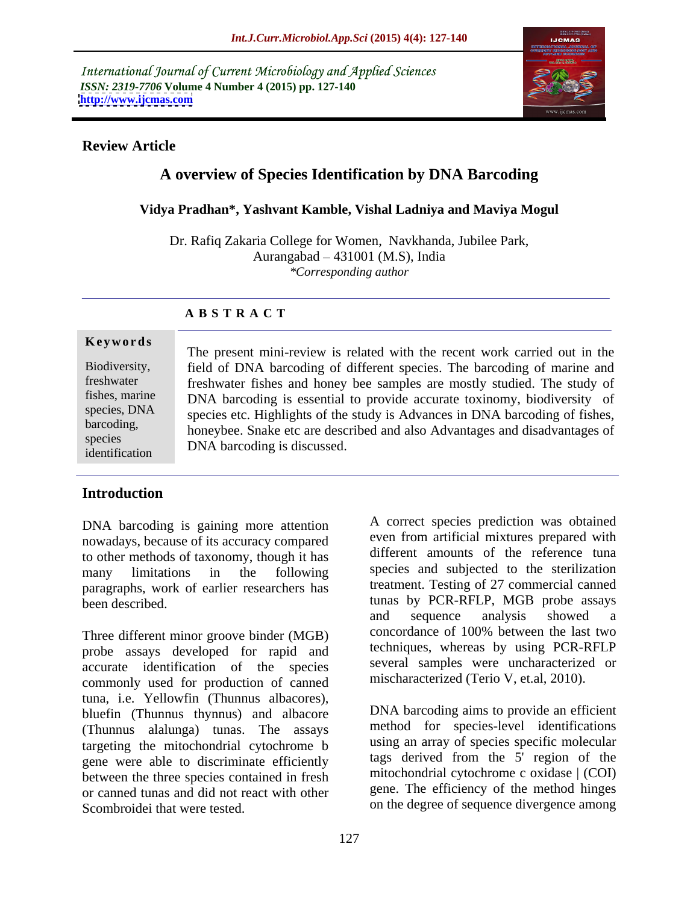International Journal of Current Microbiology and Applied Sciences
*ISSN: 2319-7706* **Volume 4 Number 4 (2015) pp. 127-140**
**http://www.ijcmas.com**

**Review Article**

# A overview of Species Identification by DNA Barcoding

**Vidya Pradhan\*, Yashvant Kamble, Vishal Ladniya and Maviya Mogul**

Dr. Rafiq Zakaria College for Women, Navkhanda, Jubilee Park,
Aurangabad – 431001 (M.S), India
*\*Corresponding author*

## A B S T R A C T

**Keywords**

Biodiversity, freshwater fishes, marine species, DNA barcoding, species identification

The present mini-review is related with the recent work carried out in the field of DNA barcoding of different species. The barcoding of marine and freshwater fishes and honey bee samples are mostly studied. The study of DNA barcoding is essential to provide accurate toxinomy, biodiversity of species etc. Highlights of the study is Advances in DNA barcoding of fishes, honeybee. Snake etc are described and also Advantages and disadvantages of DNA barcoding is discussed.

## Introduction

DNA barcoding is gaining more attention nowadays, because of its accuracy compared to other methods of taxonomy, though it has many limitations in the following paragraphs, work of earlier researchers has been described.

Three different minor groove binder (MGB) probe assays developed for rapid and accurate identification of the species commonly used for production of canned tuna, i.e. Yellowfin (Thunnus albacores), bluefin (Thunnus thynnus) and albacore (Thunnus alalunga) tunas. The assays targeting the mitochondrial cytochrome b gene were able to discriminate efficiently between the three species contained in fresh or canned tunas and did not react with other Scombroidei that were tested.

A correct species prediction was obtained even from artificial mixtures prepared with different amounts of the reference tuna species and subjected to the sterilization treatment. Testing of 27 commercial canned tunas by PCR-RFLP, MGB probe assays and sequence analysis showed a concordance of 100% between the last two techniques, whereas by using PCR-RFLP several samples were uncharacterized or mischaracterized (Terio V, et.al, 2010).

DNA barcoding aims to provide an efficient method for species-level identifications using an array of species specific molecular tags derived from the 5' region of the mitochondrial cytochrome c oxidase | (COI) gene. The efficiency of the method hinges on the degree of sequence divergence among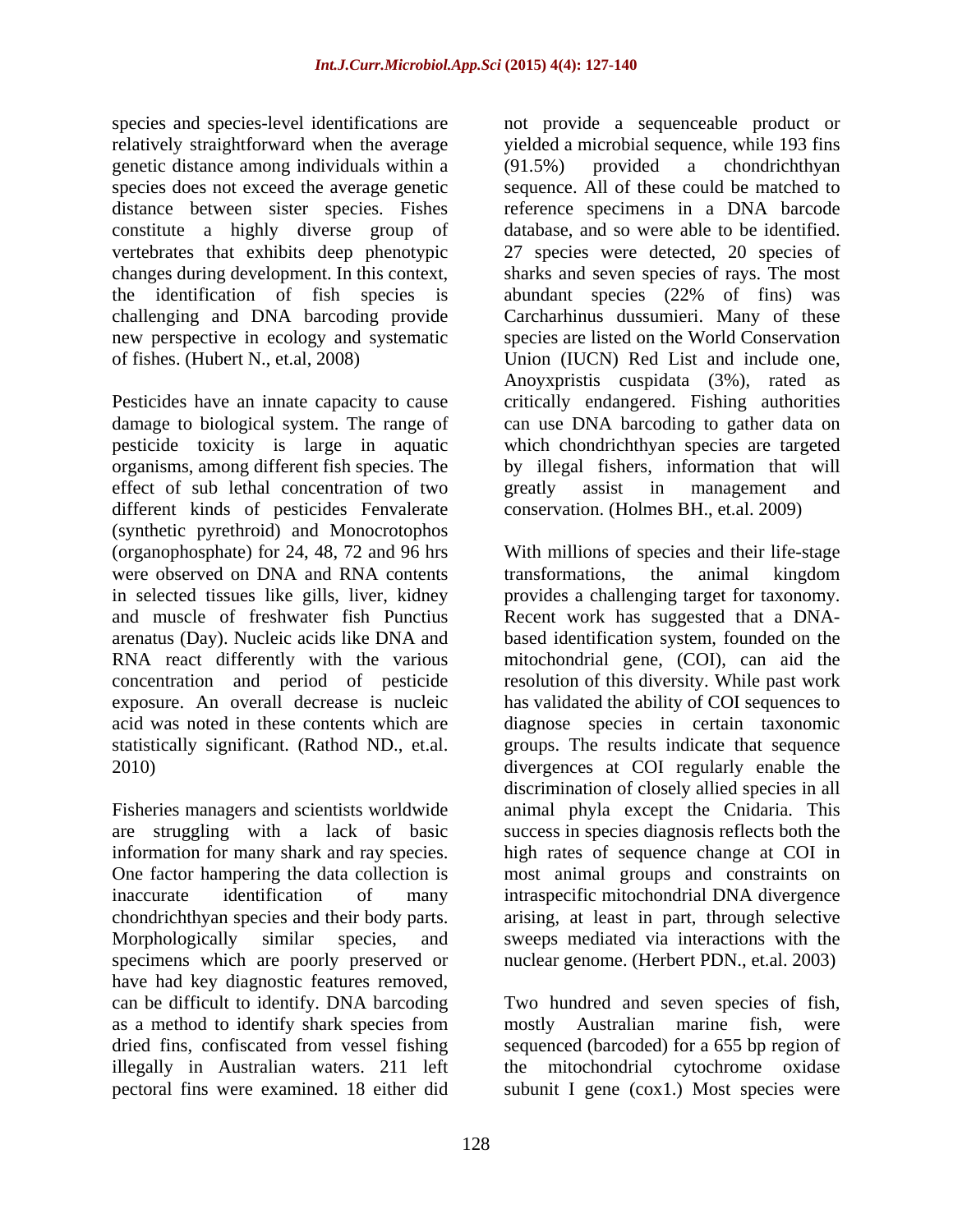species and species-level identifications are relatively straightforward when the average genetic distance among individuals within a species does not exceed the average genetic distance between sister species. Fishes constitute a highly diverse group of vertebrates that exhibits deep phenotypic changes during development. In this context, the identification of fish species is challenging and DNA barcoding provide new perspective in ecology and systematic of fishes. (Hubert N., et.al, 2008)

Pesticides have an innate capacity to cause damage to biological system. The range of pesticide toxicity is large in aquatic organisms, among different fish species. The effect of sub lethal concentration of two different kinds of pesticides Fenvalerate (synthetic pyrethroid) and Monocrotophos (organophosphate) for 24, 48, 72 and 96 hrs were observed on DNA and RNA contents in selected tissues like gills, liver, kidney and muscle of freshwater fish Punctius arenatus (Day). Nucleic acids like DNA and RNA react differently with the various concentration and period of pesticide exposure. An overall decrease is nucleic acid was noted in these contents which are statistically significant. (Rathod ND., et.al. 2010)

Fisheries managers and scientists worldwide are struggling with a lack of basic information for many shark and ray species. One factor hampering the data collection is inaccurate identification of many chondrichthyan species and their body parts. Morphologically similar species, and specimens which are poorly preserved or have had key diagnostic features removed, can be difficult to identify. DNA barcoding as a method to identify shark species from dried fins, confiscated from vessel fishing illegally in Australian waters. 211 left pectoral fins were examined. 18 either did not provide a sequenceable product or yielded a microbial sequence, while 193 fins (91.5%) provided a chondrichthyan sequence. All of these could be matched to reference specimens in a DNA barcode database, and so were able to be identified. 27 species were detected, 20 species of sharks and seven species of rays. The most abundant species (22% of fins) was Carcharhinus dussumieri. Many of these species are listed on the World Conservation Union (IUCN) Red List and include one, Anoyxpristis cuspidata (3%), rated as critically endangered. Fishing authorities can use DNA barcoding to gather data on which chondrichthyan species are targeted by illegal fishers, information that will greatly assist in management and conservation. (Holmes BH., et.al. 2009)

With millions of species and their life-stage transformations, the animal kingdom provides a challenging target for taxonomy. Recent work has suggested that a DNA-based identification system, founded on the mitochondrial gene, (COI), can aid the resolution of this diversity. While past work has validated the ability of COI sequences to diagnose species in certain taxonomic groups. The results indicate that sequence divergences at COI regularly enable the discrimination of closely allied species in all animal phyla except the Cnidaria. This success in species diagnosis reflects both the high rates of sequence change at COI in most animal groups and constraints on intraspecific mitochondrial DNA divergence arising, at least in part, through selective sweeps mediated via interactions with the nuclear genome. (Herbert PDN., et.al. 2003)

Two hundred and seven species of fish, mostly Australian marine fish, were sequenced (barcoded) for a 655 bp region of the mitochondrial cytochrome oxidase subunit I gene (cox1.) Most species were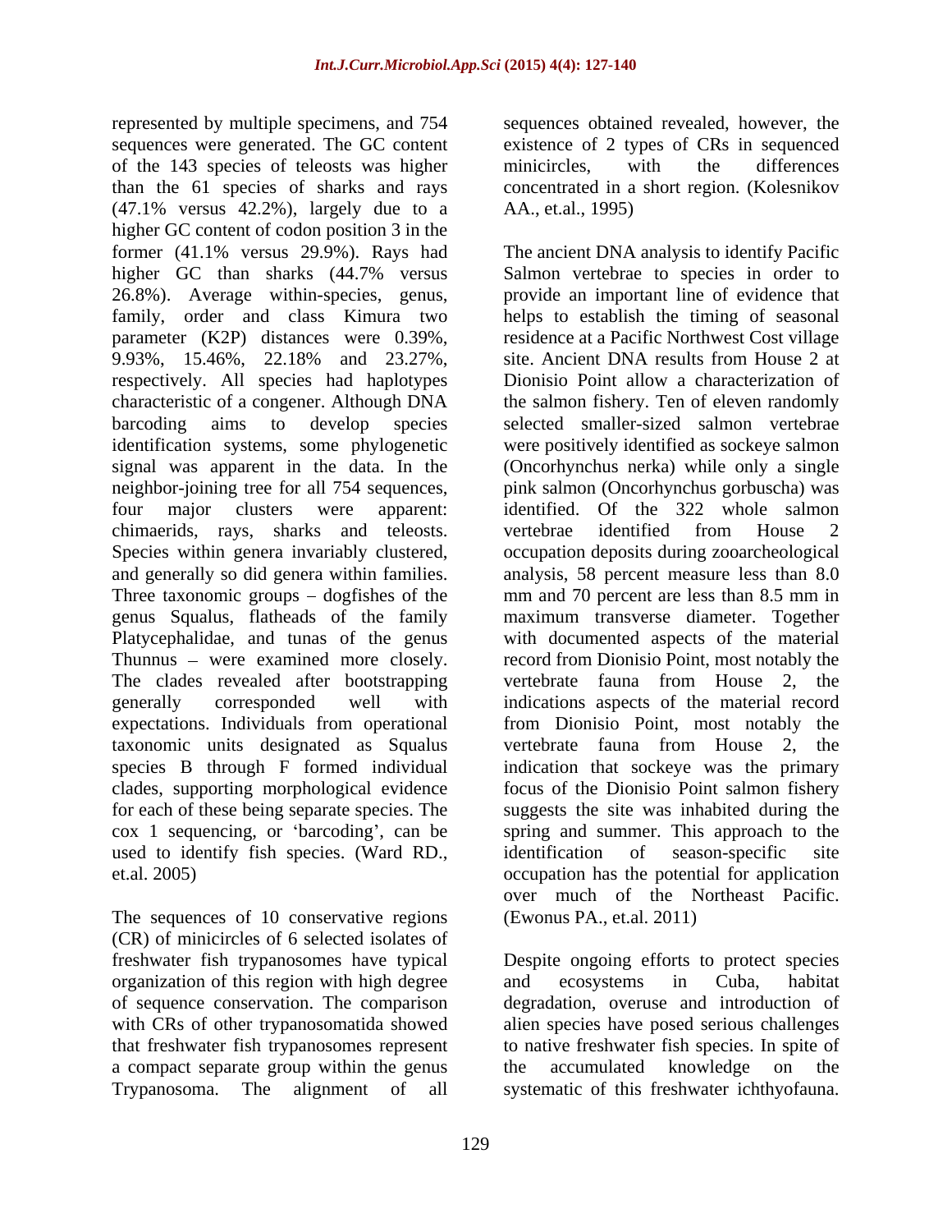represented by multiple specimens, and 754 sequences were generated. The GC content of the 143 species of teleosts was higher than the 61 species of sharks and rays (47.1% versus 42.2%), largely due to a higher GC content of codon position 3 in the former (41.1% versus 29.9%). Rays had higher GC than sharks (44.7% versus 26.8%). Average within-species, genus, family, order and class Kimura two parameter (K2P) distances were 0.39%, 9.93%, 15.46%, 22.18% and 23.27%, respectively. All species had haplotypes characteristic of a congener. Although DNA barcoding aims to develop species identification systems, some phylogenetic signal was apparent in the data. In the neighbor-joining tree for all 754 sequences, four major clusters were apparent: chimaerids, rays, sharks and teleosts. Species within genera invariably clustered, and generally so did genera within families. Three taxonomic groups – dogfishes of the genus Squalus, flatheads of the family Platycephalidae, and tunas of the genus Thunnus – were examined more closely. The clades revealed after bootstrapping generally corresponded well with expectations. Individuals from operational taxonomic units designated as Squalus species B through F formed individual clades, supporting morphological evidence for each of these being separate species. The cox 1 sequencing, or 'barcoding', can be used to identify fish species. (Ward RD., et.al. 2005)

The sequences of 10 conservative regions (CR) of minicircles of 6 selected isolates of freshwater fish trypanosomes have typical organization of this region with high degree of sequence conservation. The comparison with CRs of other trypanosomatida showed that freshwater fish trypanosomes represent a compact separate group within the genus Trypanosoma. The alignment of all sequences obtained revealed, however, the existence of 2 types of CRs in sequenced minicircles, with the differences concentrated in a short region. (Kolesnikov AA., et.al., 1995)

The ancient DNA analysis to identify Pacific Salmon vertebrae to species in order to provide an important line of evidence that helps to establish the timing of seasonal residence at a Pacific Northwest Cost village site. Ancient DNA results from House 2 at Dionisio Point allow a characterization of the salmon fishery. Ten of eleven randomly selected smaller-sized salmon vertebrae were positively identified as sockeye salmon (Oncorhynchus nerka) while only a single pink salmon (Oncorhynchus gorbuscha) was identified. Of the 322 whole salmon vertebrae identified from House 2 occupation deposits during zooarcheological analysis, 58 percent measure less than 8.0 mm and 70 percent are less than 8.5 mm in maximum transverse diameter. Together with documented aspects of the material record from Dionisio Point, most notably the vertebrate fauna from House 2, the indications aspects of the material record from Dionisio Point, most notably the vertebrate fauna from House 2, the indication that sockeye was the primary focus of the Dionisio Point salmon fishery suggests the site was inhabited during the spring and summer. This approach to the identification of season-specific site occupation has the potential for application over much of the Northeast Pacific. (Ewonus PA., et.al. 2011)

Despite ongoing efforts to protect species and ecosystems in Cuba, habitat degradation, overuse and introduction of alien species have posed serious challenges to native freshwater fish species. In spite of the accumulated knowledge on the systematic of this freshwater ichthyofauna.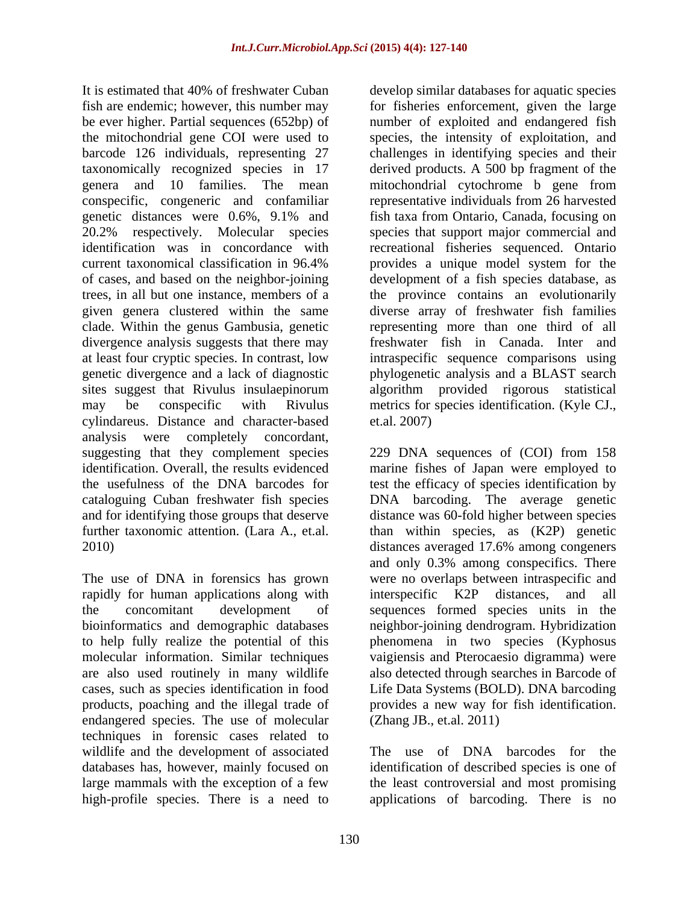It is estimated that 40% of freshwater Cuban fish are endemic; however, this number may be ever higher. Partial sequences (652bp) of the mitochondrial gene COI were used to barcode 126 individuals, representing 27 taxonomically recognized species in 17 genera and 10 families. The mean conspecific, congeneric and confamiliar genetic distances were 0.6%, 9.1% and 20.2% respectively. Molecular species identification was in concordance with current taxonomical classification in 96.4% of cases, and based on the neighbor-joining trees, in all but one instance, members of a given genera clustered within the same clade. Within the genus Gambusia, genetic divergence analysis suggests that there may at least four cryptic species. In contrast, low genetic divergence and a lack of diagnostic sites suggest that Rivulus insulaepinorum may be conspecific with Rivulus cylindareus. Distance and character-based analysis were completely concordant, suggesting that they complement species identification. Overall, the results evidenced the usefulness of the DNA barcodes for cataloguing Cuban freshwater fish species and for identifying those groups that deserve further taxonomic attention. (Lara A., et.al. 2010)

The use of DNA in forensics has grown rapidly for human applications along with the concomitant development of bioinformatics and demographic databases to help fully realize the potential of this molecular information. Similar techniques are also used routinely in many wildlife cases, such as species identification in food products, poaching and the illegal trade of endangered species. The use of molecular techniques in forensic cases related to wildlife and the development of associated databases has, however, mainly focused on large mammals with the exception of a few high-profile species. There is a need to develop similar databases for aquatic species for fisheries enforcement, given the large number of exploited and endangered fish species, the intensity of exploitation, and challenges in identifying species and their derived products. A 500 bp fragment of the mitochondrial cytochrome b gene from representative individuals from 26 harvested fish taxa from Ontario, Canada, focusing on species that support major commercial and recreational fisheries sequenced. Ontario provides a unique model system for the development of a fish species database, as the province contains an evolutionarily diverse array of freshwater fish families representing more than one third of all freshwater fish in Canada. Inter and intraspecific sequence comparisons using phylogenetic analysis and a BLAST search algorithm provided rigorous statistical metrics for species identification. (Kyle CJ., et.al. 2007)

229 DNA sequences of (COI) from 158 marine fishes of Japan were employed to test the efficacy of species identification by DNA barcoding. The average genetic distance was 60-fold higher between species than within species, as (K2P) genetic distances averaged 17.6% among congeners and only 0.3% among conspecifics. There were no overlaps between intraspecific and interspecific K2P distances, and all sequences formed species units in the neighbor-joining dendrogram. Hybridization phenomena in two species (Kyphosus vaigiensis and Pterocaesio digramma) were also detected through searches in Barcode of Life Data Systems (BOLD). DNA barcoding provides a new way for fish identification. (Zhang JB., et.al. 2011)

The use of DNA barcodes for the identification of described species is one of the least controversial and most promising applications of barcoding. There is no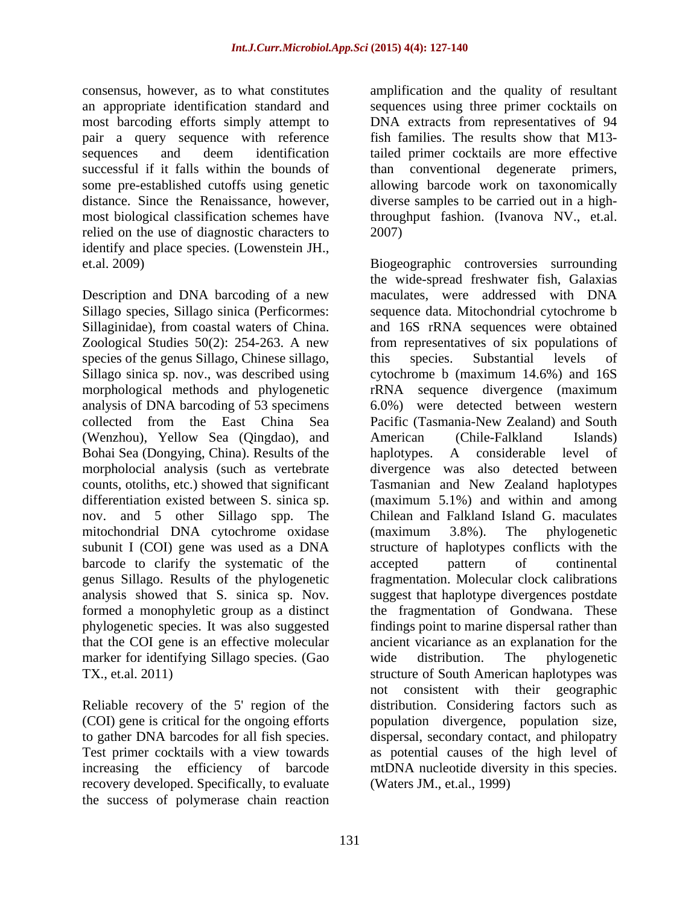consensus, however, as to what constitutes an appropriate identification standard and most barcoding efforts simply attempt to pair a query sequence with reference sequences and deem identification successful if it falls within the bounds of some pre-established cutoffs using genetic distance. Since the Renaissance, however, most biological classification schemes have relied on the use of diagnostic characters to identify and place species. (Lowenstein JH., et.al. 2009)

Description and DNA barcoding of a new Sillago species, Sillago sinica (Perficormes: Sillaginidae), from coastal waters of China. Zoological Studies 50(2): 254-263. A new species of the genus Sillago, Chinese sillago, Sillago sinica sp. nov., was described using morphological methods and phylogenetic analysis of DNA barcoding of 53 specimens collected from the East China Sea (Wenzhou), Yellow Sea (Qingdao), and Bohai Sea (Dongying, China). Results of the morpholocial analysis (such as vertebrate counts, otoliths, etc.) showed that significant differentiation existed between S. sinica sp. nov. and 5 other Sillago spp. The mitochondrial DNA cytochrome oxidase subunit I (COI) gene was used as a DNA barcode to clarify the systematic of the genus Sillago. Results of the phylogenetic analysis showed that S. sinica sp. Nov. formed a monophyletic group as a distinct phylogenetic species. It was also suggested that the COI gene is an effective molecular marker for identifying Sillago species. (Gao TX., et.al. 2011)

Reliable recovery of the 5' region of the (COI) gene is critical for the ongoing efforts to gather DNA barcodes for all fish species. Test primer cocktails with a view towards increasing the efficiency of barcode recovery developed. Specifically, to evaluate the success of polymerase chain reaction amplification and the quality of resultant sequences using three primer cocktails on DNA extracts from representatives of 94 fish families. The results show that M13-tailed primer cocktails are more effective than conventional degenerate primers, allowing barcode work on taxonomically diverse samples to be carried out in a high-throughput fashion. (Ivanova NV., et.al. 2007)

Biogeographic controversies surrounding the wide-spread freshwater fish, Galaxias maculates, were addressed with DNA sequence data. Mitochondrial cytochrome b and 16S rRNA sequences were obtained from representatives of six populations of this species. Substantial levels of cytochrome b (maximum 14.6%) and 16S rRNA sequence divergence (maximum 6.0%) were detected between western Pacific (Tasmania-New Zealand) and South American (Chile-Falkland Islands) haplotypes. A considerable level of divergence was also detected between Tasmanian and New Zealand haplotypes (maximum 5.1%) and within and among Chilean and Falkland Island G. maculates (maximum 3.8%). The phylogenetic structure of haplotypes conflicts with the accepted pattern of continental fragmentation. Molecular clock calibrations suggest that haplotype divergences postdate the fragmentation of Gondwana. These findings point to marine dispersal rather than ancient vicariance as an explanation for the wide distribution. The phylogenetic structure of South American haplotypes was not consistent with their geographic distribution. Considering factors such as population divergence, population size, dispersal, secondary contact, and philopatry as potential causes of the high level of mtDNA nucleotide diversity in this species. (Waters JM., et.al., 1999)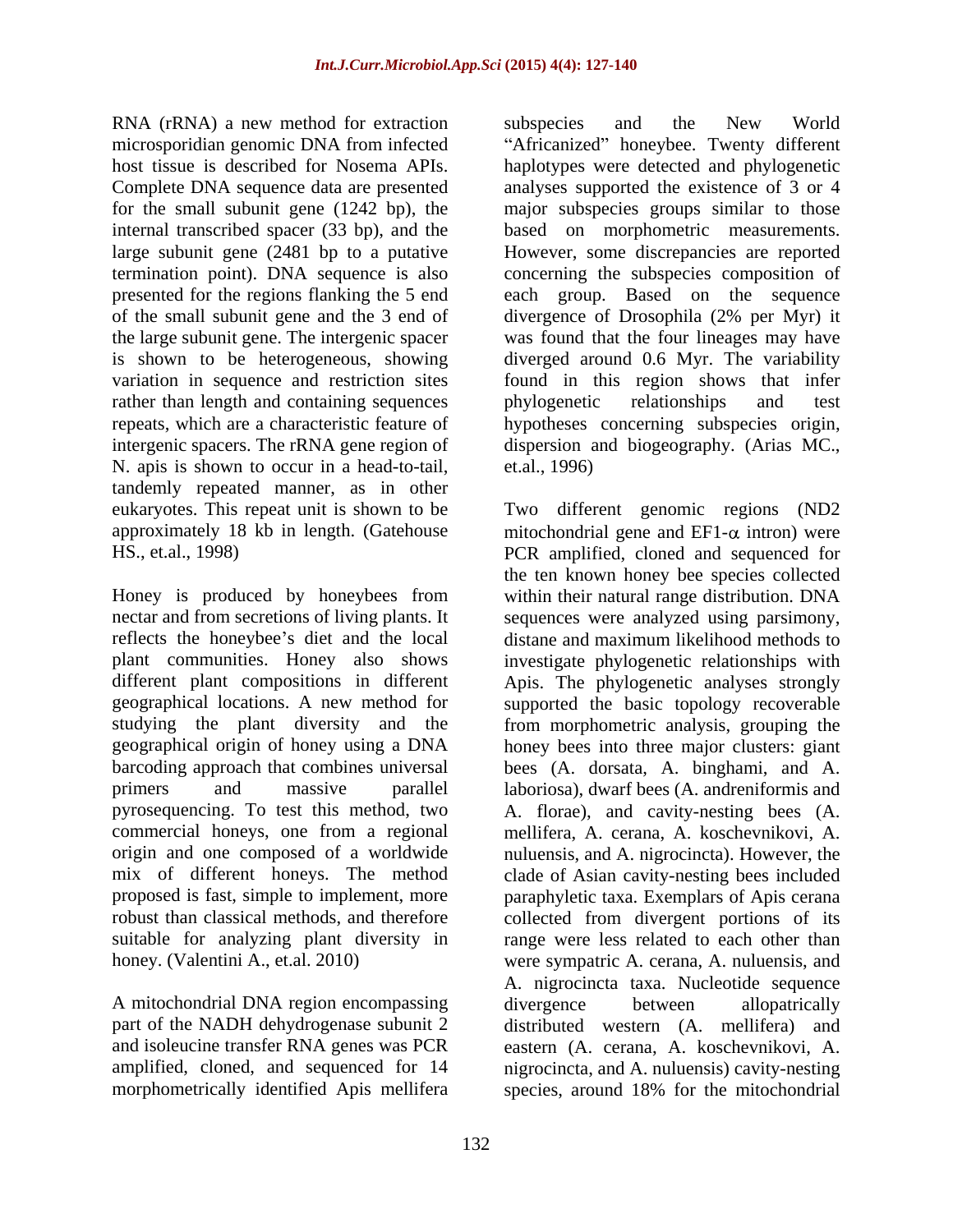RNA (rRNA) a new method for extraction microsporidian genomic DNA from infected host tissue is described for Nosema APIs. Complete DNA sequence data are presented for the small subunit gene (1242 bp), the internal transcribed spacer (33 bp), and the large subunit gene (2481 bp to a putative termination point). DNA sequence is also presented for the regions flanking the 5 end of the small subunit gene and the 3 end of the large subunit gene. The intergenic spacer is shown to be heterogeneous, showing variation in sequence and restriction sites rather than length and containing sequences repeats, which are a characteristic feature of intergenic spacers. The rRNA gene region of N. apis is shown to occur in a head-to-tail, tandemly repeated manner, as in other eukaryotes. This repeat unit is shown to be approximately 18 kb in length. (Gatehouse HS., et.al., 1998)

Honey is produced by honeybees from nectar and from secretions of living plants. It reflects the honeybee's diet and the local plant communities. Honey also shows different plant compositions in different geographical locations. A new method for studying the plant diversity and the geographical origin of honey using a DNA barcoding approach that combines universal primers and massive parallel pyrosequencing. To test this method, two commercial honeys, one from a regional origin and one composed of a worldwide mix of different honeys. The method proposed is fast, simple to implement, more robust than classical methods, and therefore suitable for analyzing plant diversity in honey. (Valentini A., et.al. 2010)

A mitochondrial DNA region encompassing part of the NADH dehydrogenase subunit 2 and isoleucine transfer RNA genes was PCR amplified, cloned, and sequenced for 14 morphometrically identified Apis mellifera subspecies and the New World "Africanized" honeybee. Twenty different haplotypes were detected and phylogenetic analyses supported the existence of 3 or 4 major subspecies groups similar to those based on morphometric measurements. However, some discrepancies are reported concerning the subspecies composition of each group. Based on the sequence divergence of Drosophila (2% per Myr) it was found that the four lineages may have diverged around 0.6 Myr. The variability found in this region shows that infer phylogenetic relationships and test hypotheses concerning subspecies origin, dispersion and biogeography. (Arias MC., et.al., 1996)

Two different genomic regions (ND2 mitochondrial gene and EF1-$\alpha$ intron) were PCR amplified, cloned and sequenced for the ten known honey bee species collected within their natural range distribution. DNA sequences were analyzed using parsimony, distane and maximum likelihood methods to investigate phylogenetic relationships with Apis. The phylogenetic analyses strongly supported the basic topology recoverable from morphometric analysis, grouping the honey bees into three major clusters: giant bees (A. dorsata, A. binghami, and A. laboriosa), dwarf bees (A. andreniformis and A. florae), and cavity-nesting bees (A. mellifera, A. cerana, A. koschevnikovi, A. nuluensis, and A. nigrocincta). However, the clade of Asian cavity-nesting bees included paraphyletic taxa. Exemplars of Apis cerana collected from divergent portions of its range were less related to each other than were sympatric A. cerana, A. nuluensis, and A. nigrocincta taxa. Nucleotide sequence divergence between allopatrically distributed western (A. mellifera) and eastern (A. cerana, A. koschevnikovi, A. nigrocincta, and A. nuluensis) cavity-nesting species, around 18% for the mitochondrial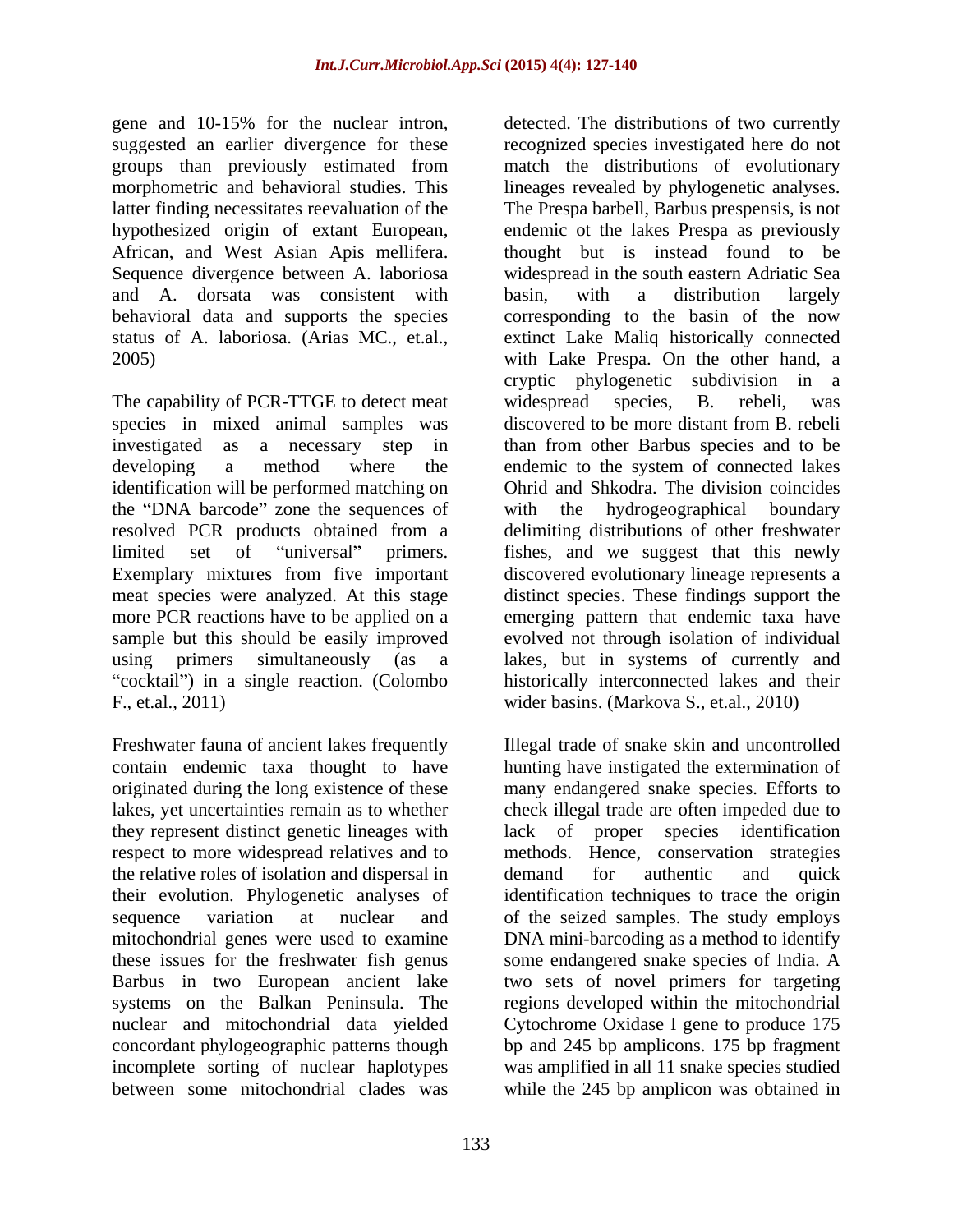gene and 10-15% for the nuclear intron, suggested an earlier divergence for these groups than previously estimated from morphometric and behavioral studies. This latter finding necessitates reevaluation of the hypothesized origin of extant European, African, and West Asian Apis mellifera. Sequence divergence between A. laboriosa and A. dorsata was consistent with behavioral data and supports the species status of A. laboriosa. (Arias MC., et.al., 2005)

The capability of PCR-TTGE to detect meat species in mixed animal samples was investigated as a necessary step in developing a method where the identification will be performed matching on the "DNA barcode" zone the sequences of resolved PCR products obtained from a limited set of "universal" primers. Exemplary mixtures from five important meat species were analyzed. At this stage more PCR reactions have to be applied on a sample but this should be easily improved using primers simultaneously (as a "cocktail") in a single reaction. (Colombo F., et.al., 2011)

Freshwater fauna of ancient lakes frequently contain endemic taxa thought to have originated during the long existence of these lakes, yet uncertainties remain as to whether they represent distinct genetic lineages with respect to more widespread relatives and to the relative roles of isolation and dispersal in their evolution. Phylogenetic analyses of sequence variation at nuclear and mitochondrial genes were used to examine these issues for the freshwater fish genus Barbus in two European ancient lake systems on the Balkan Peninsula. The nuclear and mitochondrial data yielded concordant phylogeographic patterns though incomplete sorting of nuclear haplotypes between some mitochondrial clades was detected. The distributions of two currently recognized species investigated here do not match the distributions of evolutionary lineages revealed by phylogenetic analyses. The Prespa barbell, Barbus prespensis, is not endemic ot the lakes Prespa as previously thought but is instead found to be widespread in the south eastern Adriatic Sea basin, with a distribution largely corresponding to the basin of the now extinct Lake Maliq historically connected with Lake Prespa. On the other hand, a cryptic phylogenetic subdivision in a widespread species, B. rebeli, was discovered to be more distant from B. rebeli than from other Barbus species and to be endemic to the system of connected lakes Ohrid and Shkodra. The division coincides with the hydrogeographical boundary delimiting distributions of other freshwater fishes, and we suggest that this newly discovered evolutionary lineage represents a distinct species. These findings support the emerging pattern that endemic taxa have evolved not through isolation of individual lakes, but in systems of currently and historically interconnected lakes and their wider basins. (Markova S., et.al., 2010)

Illegal trade of snake skin and uncontrolled hunting have instigated the extermination of many endangered snake species. Efforts to check illegal trade are often impeded due to lack of proper species identification methods. Hence, conservation strategies demand for authentic and quick identification techniques to trace the origin of the seized samples. The study employs DNA mini-barcoding as a method to identify some endangered snake species of India. A two sets of novel primers for targeting regions developed within the mitochondrial Cytochrome Oxidase I gene to produce 175 bp and 245 bp amplicons. 175 bp fragment was amplified in all 11 snake species studied while the 245 bp amplicon was obtained in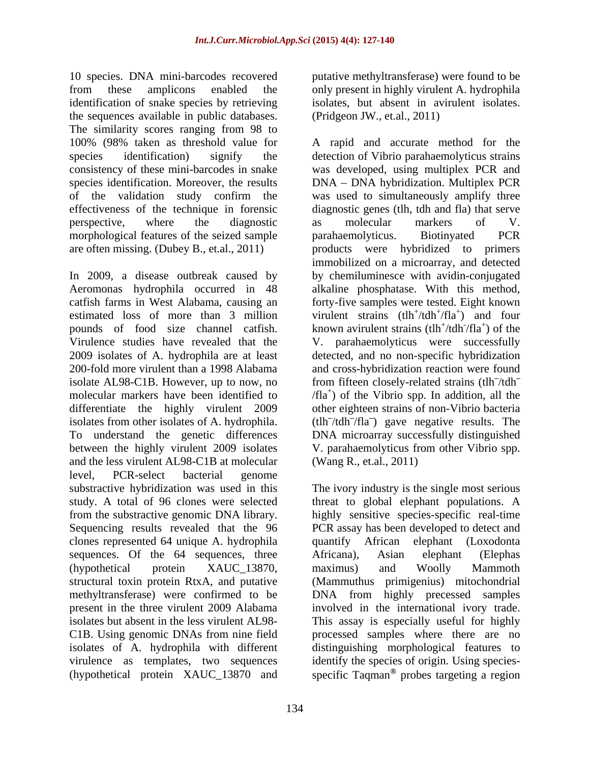10 species. DNA mini-barcodes recovered from these amplicons enabled the identification of snake species by retrieving the sequences available in public databases. The similarity scores ranging from 98 to 100% (98% taken as threshold value for species identification) signify the consistency of these mini-barcodes in snake species identification. Moreover, the results of the validation study confirm the effectiveness of the technique in forensic perspective, where the diagnostic morphological features of the seized sample are often missing. (Dubey B., et.al., 2011)

In 2009, a disease outbreak caused by Aeromonas hydrophila occurred in 48 catfish farms in West Alabama, causing an estimated loss of more than 3 million pounds of food size channel catfish. Virulence studies have revealed that the 2009 isolates of A. hydrophila are at least 200-fold more virulent than a 1998 Alabama isolate AL98-C1B. However, up to now, no molecular markers have been identified to differentiate the highly virulent 2009 isolates from other isolates of A. hydrophila. To understand the genetic differences between the highly virulent 2009 isolates and the less virulent AL98-C1B at molecular level, PCR-select bacterial genome substractive hybridization was used in this study. A total of 96 clones were selected from the substractive genomic DNA library. Sequencing results revealed that the 96 clones represented 64 unique A. hydrophila sequences. Of the 64 sequences, three (hypothetical protein XAUC_13870, structural toxin protein RtxA, and putative methyltransferase) were confirmed to be present in the three virulent 2009 Alabama isolates but absent in the less virulent AL98-C1B. Using genomic DNAs from nine field isolates of A. hydrophila with different virulence as templates, two sequences (hypothetical protein XAUC_13870 and putative methyltransferase) were found to be only present in highly virulent A. hydrophila isolates, but absent in avirulent isolates. (Pridgeon JW., et.al., 2011)

A rapid and accurate method for the detection of Vibrio parahaemolyticus strains was developed, using multiplex PCR and DNA – DNA hybridization. Multiplex PCR was used to simultaneously amplify three diagnostic genes (tlh, tdh and fla) that serve as molecular markers of V. parahaemolyticus. Biotinyated PCR products were hybridized to primers immobilized on a microarray, and detected by chemiluminesce with avidin-conjugated alkaline phosphatase. With this method, forty-five samples were tested. Eight known virulent strains ($tlh^+/tdh^+/fla^+$) and four known avirulent strains ($tlh^+/tdh^-/fla^+$) of the V. parahaemolyticus were successfully detected, and no non-specific hybridization and cross-hybridization reaction were found from fifteen closely-related strains ($tlh^-/tdh^-/fla^+$) of the Vibrio spp. In addition, all the other eighteen strains of non-Vibrio bacteria ($tlh^-/tdh^-/fla^-$) gave negative results. The DNA microarray successfully distinguished V. parahaemolyticus from other Vibrio spp. (Wang R., et.al., 2011)

The ivory industry is the single most serious threat to global elephant populations. A highly sensitive species-specific real-time PCR assay has been developed to detect and quantify African elephant (Loxodonta Africana), Asian elephant (Elephas maximus) and Woolly Mammoth (Mammuthus primigenius) mitochondrial DNA from highly precessed samples involved in the international ivory trade. This assay is especially useful for highly processed samples where there are no distinguishing morphological features to identify the species of origin. Using species-specific Taqman® probes targeting a region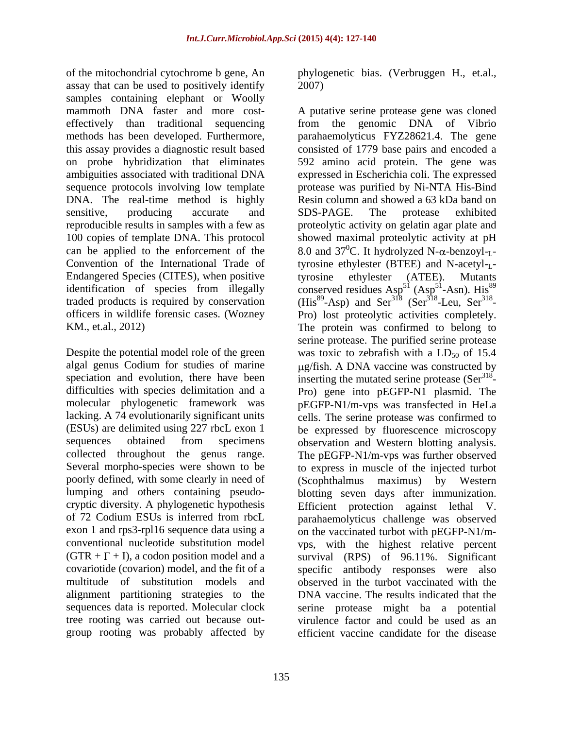of the mitochondrial cytochrome b gene, An assay that can be used to positively identify samples containing elephant or Woolly mammoth DNA faster and more cost-effectively than traditional sequencing methods has been developed. Furthermore, this assay provides a diagnostic result based on probe hybridization that eliminates ambiguities associated with traditional DNA sequence protocols involving low template DNA. The real-time method is highly sensitive, producing accurate and reproducible results in samples with a few as 100 copies of template DNA. This protocol can be applied to the enforcement of the Convention of the International Trade of Endangered Species (CITES), when positive identification of species from illegally traded products is required by conservation officers in wildlife forensic cases. (Wozney KM., et.al., 2012)

Despite the potential model role of the green algal genus Codium for studies of marine speciation and evolution, there have been difficulties with species delimitation and a molecular phylogenetic framework was lacking. A 74 evolutionarily significant units (ESUs) are delimited using 227 rbcL exon 1 sequences obtained from specimens collected throughout the genus range. Several morpho-species were shown to be poorly defined, with some clearly in need of lumping and others containing pseudo-cryptic diversity. A phylogenetic hypothesis of 72 Codium ESUs is inferred from rbcL exon 1 and rps3-rpl16 sequence data using a conventional nucleotide substitution model (GTR + $\Gamma$ + I), a codon position model and a covariotide (covarion) model, and the fit of a multitude of substitution models and alignment partitioning strategies to the sequences data is reported. Molecular clock tree rooting was carried out because out-group rooting was probably affected by phylogenetic bias. (Verbruggen H., et.al., 2007)

A putative serine protease gene was cloned from the genomic DNA of Vibrio parahaemolyticus FYZ28621.4. The gene consisted of 1779 base pairs and encoded a 592 amino acid protein. The gene was expressed in Escherichia coli. The expressed protease was purified by Ni-NTA His-Bind Resin column and showed a 63 kDa band on SDS-PAGE. The protease exhibited proteolytic activity on gelatin agar plate and showed maximal proteolytic activity at pH 8.0 and 37$^0$C. It hydrolyzed N-$\alpha$-benzoyl-$_L$-tyrosine ethylester (BTEE) and N-acetyl-$_L$-tyrosine ethylester (ATEE). Mutants conserved residues Asp$^{51}$ (Asp$^{51}$-Asn). His$^{89}$ (His$^{89}$-Asp) and Ser$^{318}$ (Ser$^{318}$-Leu, Ser$^{318}$-Pro) lost proteolytic activities completely. The protein was confirmed to belong to serine protease. The purified serine protease was toxic to zebrafish with a $LD_{50}$ of 15.4 $\mu$g/fish. A DNA vaccine was constructed by inserting the mutated serine protease (Ser$^{318}$-Pro) gene into pEGFP-N1 plasmid. The pEGFP-N1/m-vps was transfected in HeLa cells. The serine protease was confirmed to be expressed by fluorescence microscopy observation and Western blotting analysis. The pEGFP-N1/m-vps was further observed to express in muscle of the injected turbot (Scophthalmus maximus) by Western blotting seven days after immunization. Efficient protection against lethal V. parahaemolyticus challenge was observed on the vaccinated turbot with pEGFP-N1/m-vps, with the highest relative percent survival (RPS) of 96.11%. Significant specific antibody responses were also observed in the turbot vaccinated with the DNA vaccine. The results indicated that the serine protease might ba a potential virulence factor and could be used as an efficient vaccine candidate for the disease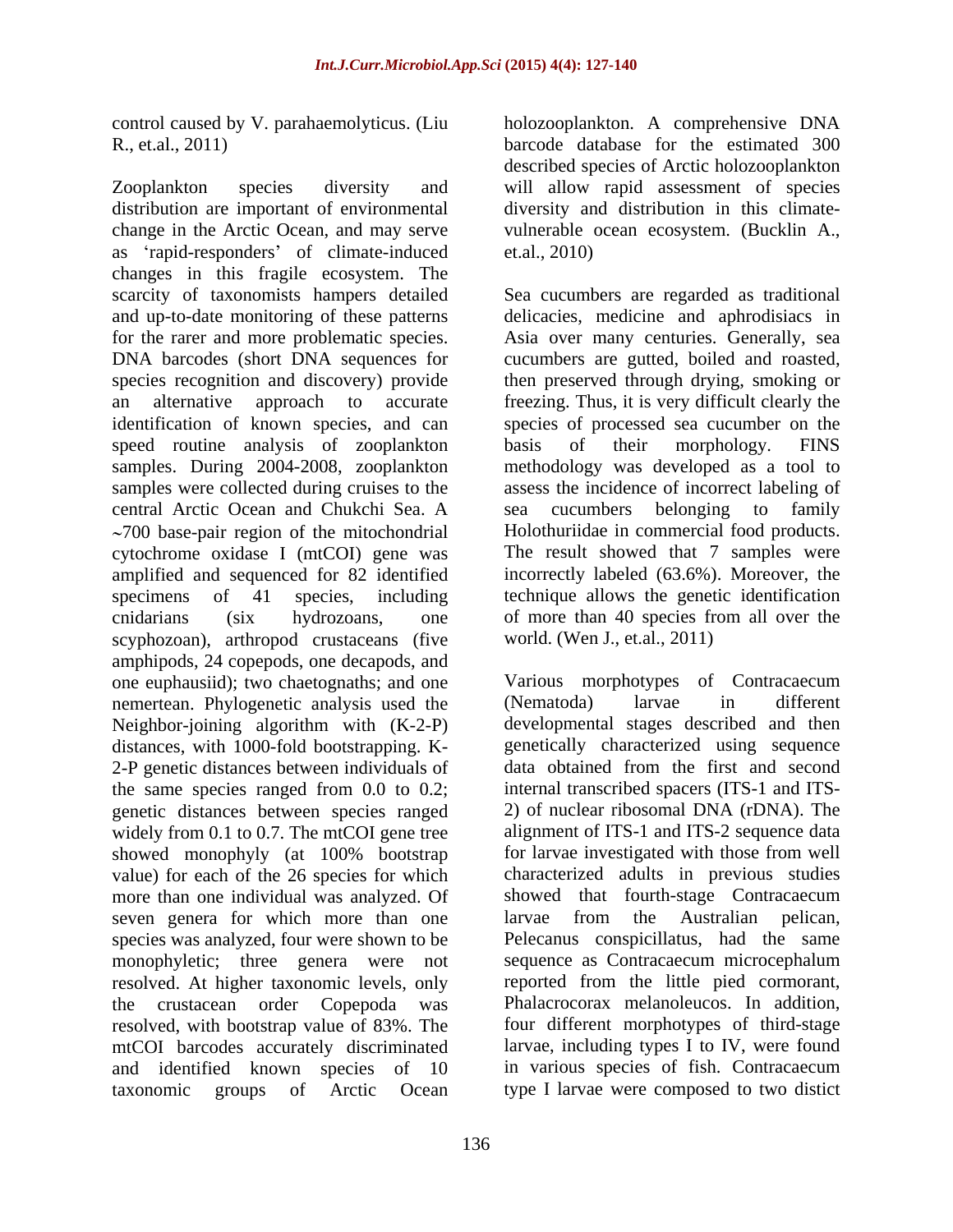control caused by V. parahaemolyticus. (Liu R., et.al., 2011)

Zooplankton species diversity and distribution are important of environmental change in the Arctic Ocean, and may serve as 'rapid-responders' of climate-induced changes in this fragile ecosystem. The scarcity of taxonomists hampers detailed and up-to-date monitoring of these patterns for the rarer and more problematic species. DNA barcodes (short DNA sequences for species recognition and discovery) provide an alternative approach to accurate identification of known species, and can speed routine analysis of zooplankton samples. During 2004-2008, zooplankton samples were collected during cruises to the central Arctic Ocean and Chukchi Sea. A ~700 base-pair region of the mitochondrial cytochrome oxidase I (mtCOI) gene was amplified and sequenced for 82 identified specimens of 41 species, including cnidarians (six hydrozoans, one scyphozoan), arthropod crustaceans (five amphipods, 24 copepods, one decapods, and one euphausiid); two chaetognaths; and one nemertean. Phylogenetic analysis used the Neighbor-joining algorithm with (K-2-P) distances, with 1000-fold bootstrapping. K-2-P genetic distances between individuals of the same species ranged from 0.0 to 0.2; genetic distances between species ranged widely from 0.1 to 0.7. The mtCOI gene tree showed monophyly (at 100% bootstrap value) for each of the 26 species for which more than one individual was analyzed. Of seven genera for which more than one species was analyzed, four were shown to be monophyletic; three genera were not resolved. At higher taxonomic levels, only the crustacean order Copepoda was resolved, with bootstrap value of 83%. The mtCOI barcodes accurately discriminated and identified known species of 10 taxonomic groups of Arctic Ocean holozooplankton. A comprehensive DNA barcode database for the estimated 300 described species of Arctic holozooplankton will allow rapid assessment of species diversity and distribution in this climate-vulnerable ocean ecosystem. (Bucklin A., et.al., 2010)

Sea cucumbers are regarded as traditional delicacies, medicine and aphrodisiacs in Asia over many centuries. Generally, sea cucumbers are gutted, boiled and roasted, then preserved through drying, smoking or freezing. Thus, it is very difficult clearly the species of processed sea cucumber on the basis of their morphology. FINS methodology was developed as a tool to assess the incidence of incorrect labeling of sea cucumbers belonging to family Holothuriidae in commercial food products. The result showed that 7 samples were incorrectly labeled (63.6%). Moreover, the technique allows the genetic identification of more than 40 species from all over the world. (Wen J., et.al., 2011)

Various morphotypes of Contracaecum (Nematoda) larvae in different developmental stages described and then genetically characterized using sequence data obtained from the first and second internal transcribed spacers (ITS-1 and ITS-2) of nuclear ribosomal DNA (rDNA). The alignment of ITS-1 and ITS-2 sequence data for larvae investigated with those from well characterized adults in previous studies showed that fourth-stage Contracaecum larvae from the Australian pelican, Pelecanus conspicillatus, had the same sequence as Contracaecum microcephalum reported from the little pied cormorant, Phalacrocorax melanoleucos. In addition, four different morphotypes of third-stage larvae, including types I to IV, were found in various species of fish. Contracaecum type I larvae were composed to two distict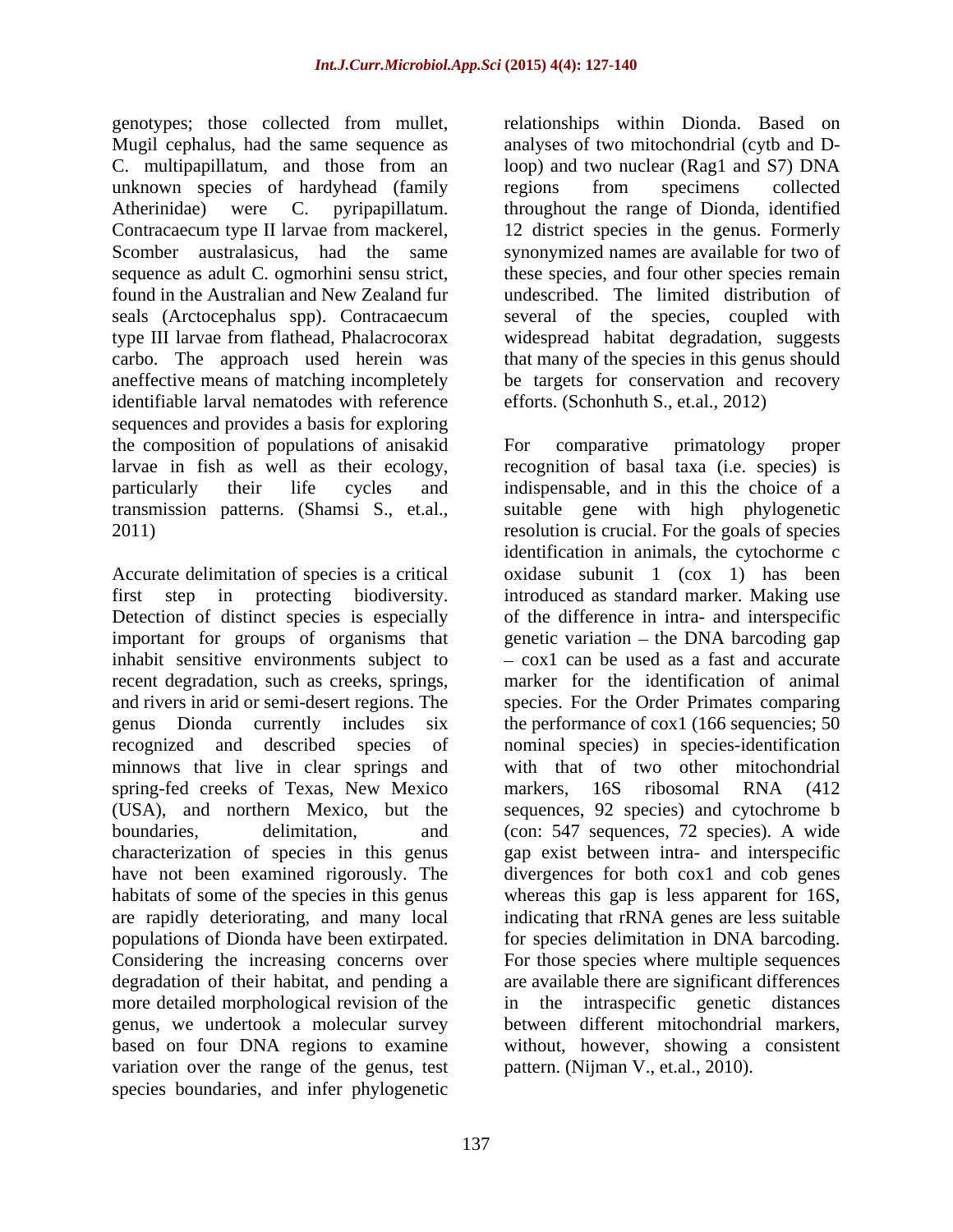genotypes; those collected from mullet, Mugil cephalus, had the same sequence as C. multipapillatum, and those from an unknown species of hardyhead (family Atherinidae) were C. pyripapillatum. Contracaecum type II larvae from mackerel, Scomber australasicus, had the same sequence as adult C. ogmorhini sensu strict, found in the Australian and New Zealand fur seals (Arctocephalus spp). Contracaecum type III larvae from flathead, Phalacrocorax carbo. The approach used herein was aneffective means of matching incompletely identifiable larval nematodes with reference sequences and provides a basis for exploring the composition of populations of anisakid larvae in fish as well as their ecology, particularly their life cycles and transmission patterns. (Shamsi S., et.al., 2011)

Accurate delimitation of species is a critical first step in protecting biodiversity. Detection of distinct species is especially important for groups of organisms that inhabit sensitive environments subject to recent degradation, such as creeks, springs, and rivers in arid or semi-desert regions. The genus Dionda currently includes six recognized and described species of minnows that live in clear springs and spring-fed creeks of Texas, New Mexico (USA), and northern Mexico, but the boundaries, delimitation, and characterization of species in this genus have not been examined rigorously. The habitats of some of the species in this genus are rapidly deteriorating, and many local populations of Dionda have been extirpated. Considering the increasing concerns over degradation of their habitat, and pending a more detailed morphological revision of the genus, we undertook a molecular survey based on four DNA regions to examine variation over the range of the genus, test species boundaries, and infer phylogenetic relationships within Dionda. Based on analyses of two mitochondrial (cytb and D-loop) and two nuclear (Rag1 and S7) DNA regions from specimens collected throughout the range of Dionda, identified 12 district species in the genus. Formerly synonymized names are available for two of these species, and four other species remain undescribed. The limited distribution of several of the species, coupled with widespread habitat degradation, suggests that many of the species in this genus should be targets for conservation and recovery efforts. (Schonhuth S., et.al., 2012)

For comparative primatology proper recognition of basal taxa (i.e. species) is indispensable, and in this the choice of a suitable gene with high phylogenetic resolution is crucial. For the goals of species identification in animals, the cytochorme c oxidase subunit 1 (cox 1) has been introduced as standard marker. Making use of the difference in intra- and interspecific genetic variation – the DNA barcoding gap – cox1 can be used as a fast and accurate marker for the identification of animal species. For the Order Primates comparing the performance of cox1 (166 sequencies; 50 nominal species) in species-identification with that of two other mitochondrial markers, 16S ribosomal RNA (412 sequences, 92 species) and cytochrome b (con: 547 sequences, 72 species). A wide gap exist between intra- and interspecific divergences for both cox1 and cob genes whereas this gap is less apparent for 16S, indicating that rRNA genes are less suitable for species delimitation in DNA barcoding. For those species where multiple sequences are available there are significant differences in the intraspecific genetic distances between different mitochondrial markers, without, however, showing a consistent pattern. (Nijman V., et.al., 2010).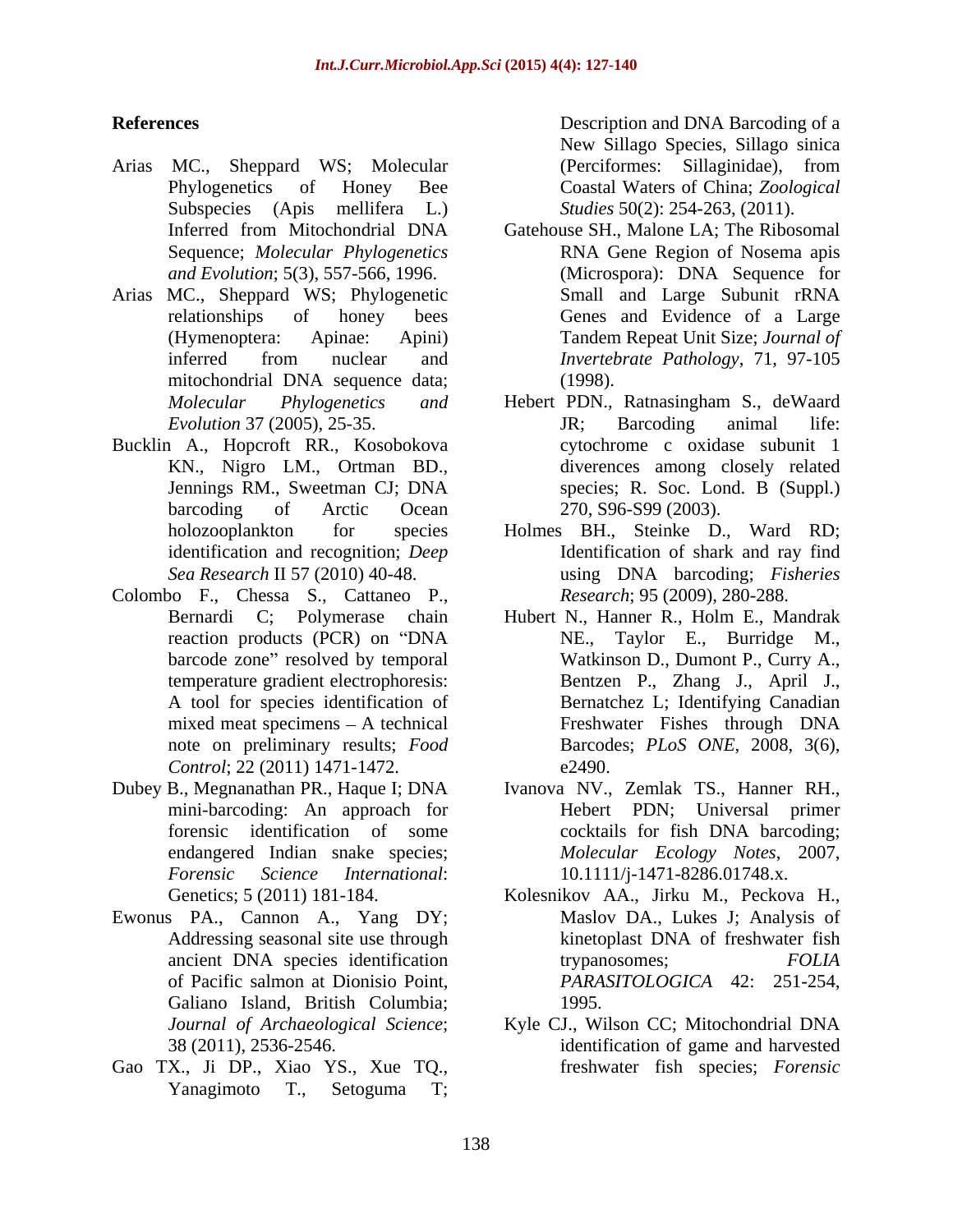## References

Arias MC., Sheppard WS; Molecular Phylogenetics of Honey Bee Subspecies (Apis mellifera L.) Inferred from Mitochondrial DNA Sequence; *Molecular Phylogenetics and Evolution*; 5(3), 557-566, 1996.

Arias MC., Sheppard WS; Phylogenetic relationships of honey bees (Hymenoptera: Apinae: Apini) inferred from nuclear and mitochondrial DNA sequence data; *Molecular Phylogenetics and Evolution* 37 (2005), 25-35.

Bucklin A., Hopcroft RR., Kosobokova KN., Nigro LM., Ortman BD., Jennings RM., Sweetman CJ; DNA barcoding of Arctic Ocean holozooplankton for species identification and recognition; *Deep Sea Research* II 57 (2010) 40-48.

Colombo F., Chessa S., Cattaneo P., Bernardi C; Polymerase chain reaction products (PCR) on "DNA barcode zone" resolved by temporal temperature gradient electrophoresis: A tool for species identification of mixed meat specimens – A technical note on preliminary results; *Food Control*; 22 (2011) 1471-1472.

Dubey B., Megnanathan PR., Haque I; DNA mini-barcoding: An approach for forensic identification of some endangered Indian snake species; *Forensic Science International*: Genetics; 5 (2011) 181-184.

Ewonus PA., Cannon A., Yang DY; Addressing seasonal site use through ancient DNA species identification of Pacific salmon at Dionisio Point, Galiano Island, British Columbia; *Journal of Archaeological Science*; 38 (2011), 2536-2546.

Gao TX., Ji DP., Xiao YS., Xue TQ., Yanagimoto T., Setoguma T; Description and DNA Barcoding of a New Sillago Species, Sillago sinica (Perciformes: Sillaginidae), from Coastal Waters of China; *Zoological Studies* 50(2): 254-263, (2011).

Gatehouse SH., Malone LA; The Ribosomal RNA Gene Region of Nosema apis (Microspora): DNA Sequence for Small and Large Subunit rRNA Genes and Evidence of a Large Tandem Repeat Unit Size; *Journal of Invertebrate Pathology*, 71, 97-105 (1998).

Hebert PDN., Ratnasingham S., deWaard JR; Barcoding animal life: cytochrome c oxidase subunit 1 diverences among closely related species; R. Soc. Lond. B (Suppl.) 270, S96-S99 (2003).

Holmes BH., Steinke D., Ward RD; Identification of shark and ray find using DNA barcoding; *Fisheries Research*; 95 (2009), 280-288.

Hubert N., Hanner R., Holm E., Mandrak NE., Taylor E., Burridge M., Watkinson D., Dumont P., Curry A., Bentzen P., Zhang J., April J., Bernatchez L; Identifying Canadian Freshwater Fishes through DNA Barcodes; *PLoS ONE*, 2008, 3(6), e2490.

Ivanova NV., Zemlak TS., Hanner RH., Hebert PDN; Universal primer cocktails for fish DNA barcoding; *Molecular Ecology Notes*, 2007, 10.1111/j-1471-8286.01748.x.

Kolesnikov AA., Jirku M., Peckova H., Maslov DA., Lukes J; Analysis of kinetoplast DNA of freshwater fish trypanosomes; *FOLIA PARASITOLOGICA* 42: 251-254, 1995.

Kyle CJ., Wilson CC; Mitochondrial DNA identification of game and harvested freshwater fish species; *Forensic*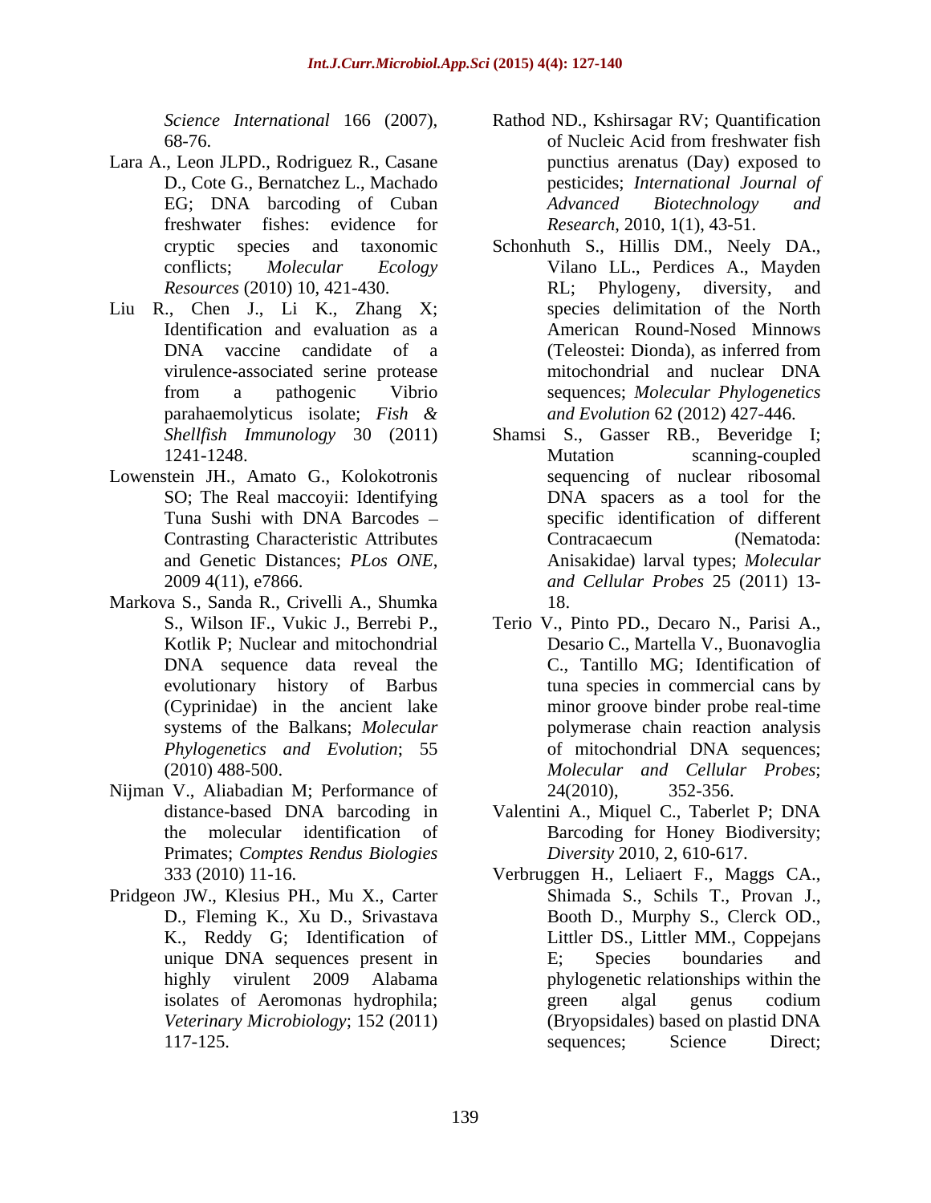*Science International* 166 (2007), 68-76.

Lara A., Leon JLPD., Rodriguez R., Casane D., Cote G., Bernatchez L., Machado EG; DNA barcoding of Cuban freshwater fishes: evidence for cryptic species and taxonomic conflicts; *Molecular Ecology Resources* (2010) 10, 421-430.

Liu R., Chen J., Li K., Zhang X; Identification and evaluation as a DNA vaccine candidate of a virulence-associated serine protease from a pathogenic Vibrio parahaemolyticus isolate; *Fish & Shellfish Immunology* 30 (2011) 1241-1248.

Lowenstein JH., Amato G., Kolokotronis SO; The Real maccoyii: Identifying Tuna Sushi with DNA Barcodes – Contrasting Characteristic Attributes and Genetic Distances; *PLos ONE*, 2009 4(11), e7866.

Markova S., Sanda R., Crivelli A., Shumka S., Wilson IF., Vukic J., Berrebi P., Kotlik P; Nuclear and mitochondrial DNA sequence data reveal the evolutionary history of Barbus (Cyprinidae) in the ancient lake systems of the Balkans; *Molecular Phylogenetics and Evolution*; 55 (2010) 488-500.

Nijman V., Aliabadian M; Performance of distance-based DNA barcoding in the molecular identification of Primates; *Comptes Rendus Biologies* 333 (2010) 11-16.

Pridgeon JW., Klesius PH., Mu X., Carter D., Fleming K., Xu D., Srivastava K., Reddy G; Identification of unique DNA sequences present in highly virulent 2009 Alabama isolates of Aeromonas hydrophila; *Veterinary Microbiology*; 152 (2011) 117-125.

Rathod ND., Kshirsagar RV; Quantification of Nucleic Acid from freshwater fish punctius arenatus (Day) exposed to pesticides; *International Journal of Advanced Biotechnology and Research*, 2010, 1(1), 43-51.

Schonhuth S., Hillis DM., Neely DA., Vilano LL., Perdices A., Mayden RL; Phylogeny, diversity, and species delimitation of the North American Round-Nosed Minnows (Teleostei: Dionda), as inferred from mitochondrial and nuclear DNA sequences; *Molecular Phylogenetics and Evolution* 62 (2012) 427-446.

Shamsi S., Gasser RB., Beveridge I; Mutation scanning-coupled sequencing of nuclear ribosomal DNA spacers as a tool for the specific identification of different Contracaecum (Nematoda: Anisakidae) larval types; *Molecular and Cellular Probes* 25 (2011) 13-18.

Terio V., Pinto PD., Decaro N., Parisi A., Desario C., Martella V., Buonavoglia C., Tantillo MG; Identification of tuna species in commercial cans by minor groove binder probe real-time polymerase chain reaction analysis of mitochondrial DNA sequences; *Molecular and Cellular Probes*; 24(2010), 352-356.

Valentini A., Miquel C., Taberlet P; DNA Barcoding for Honey Biodiversity; *Diversity* 2010, 2, 610-617.

Verbruggen H., Leliaert F., Maggs CA., Shimada S., Schils T., Provan J., Booth D., Murphy S., Clerck OD., Littler DS., Littler MM., Coppejans E; Species boundaries and phylogenetic relationships within the green algal genus codium (Bryopsidales) based on plastid DNA sequences; Science Direct;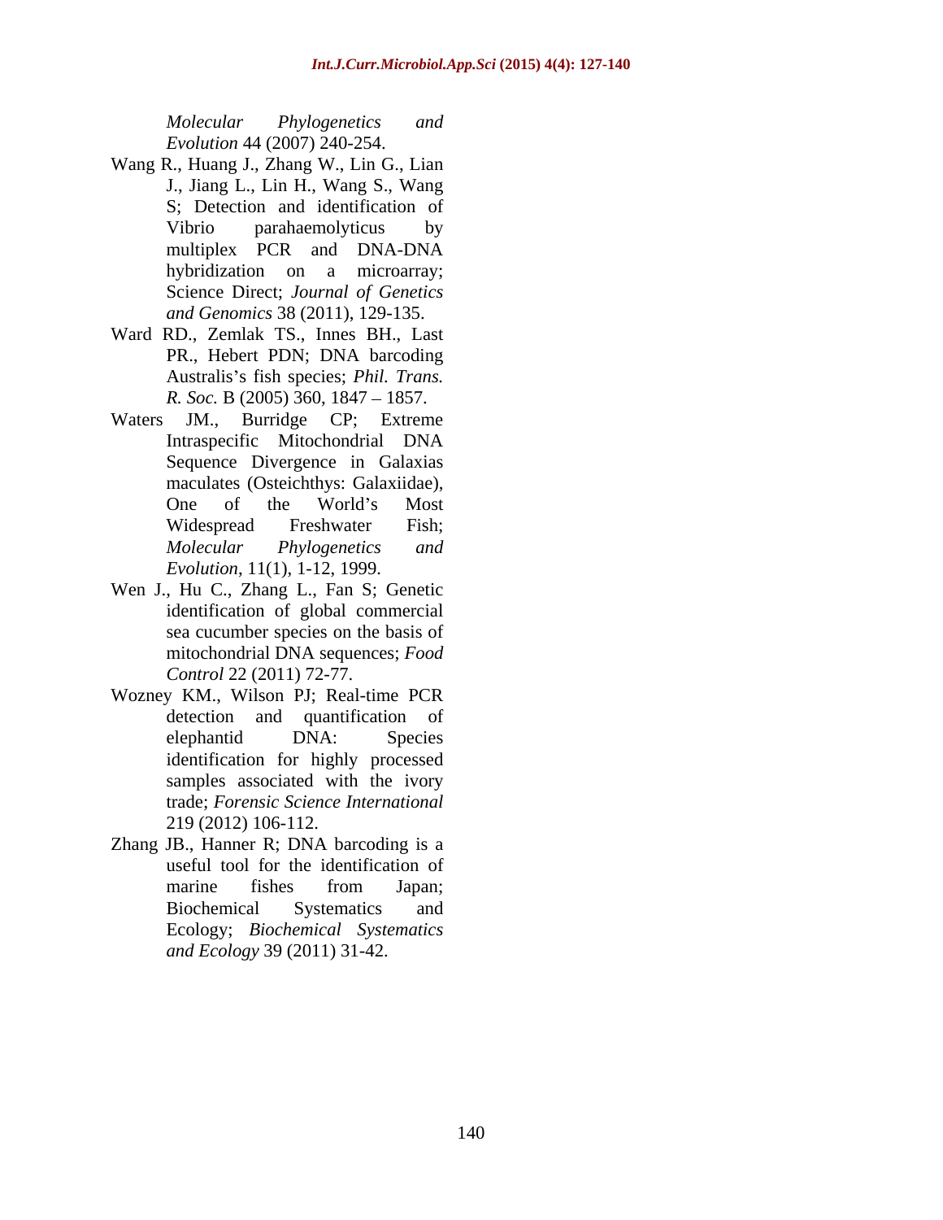*Molecular Phylogenetics and Evolution* 44 (2007) 240-254.

Wang R., Huang J., Zhang W., Lin G., Lian J., Jiang L., Lin H., Wang S., Wang S; Detection and identification of Vibrio parahaemolyticus by multiplex PCR and DNA-DNA hybridization on a microarray; Science Direct; *Journal of Genetics and Genomics* 38 (2011), 129-135.

Ward RD., Zemlak TS., Innes BH., Last PR., Hebert PDN; DNA barcoding Australis's fish species; *Phil. Trans. R. Soc.* B (2005) 360, 1847 – 1857.

Waters JM., Burridge CP; Extreme Intraspecific Mitochondrial DNA Sequence Divergence in Galaxias maculates (Osteichthys: Galaxiidae), One of the World's Most Widespread Freshwater Fish; *Molecular Phylogenetics and Evolution*, 11(1), 1-12, 1999.

Wen J., Hu C., Zhang L., Fan S; Genetic identification of global commercial sea cucumber species on the basis of mitochondrial DNA sequences; *Food Control* 22 (2011) 72-77.

Wozney KM., Wilson PJ; Real-time PCR detection and quantification of elephantid DNA: Species identification for highly processed samples associated with the ivory trade; *Forensic Science International* 219 (2012) 106-112.

Zhang JB., Hanner R; DNA barcoding is a useful tool for the identification of marine fishes from Japan; Biochemical Systematics and Ecology; *Biochemical Systematics and Ecology* 39 (2011) 31-42.